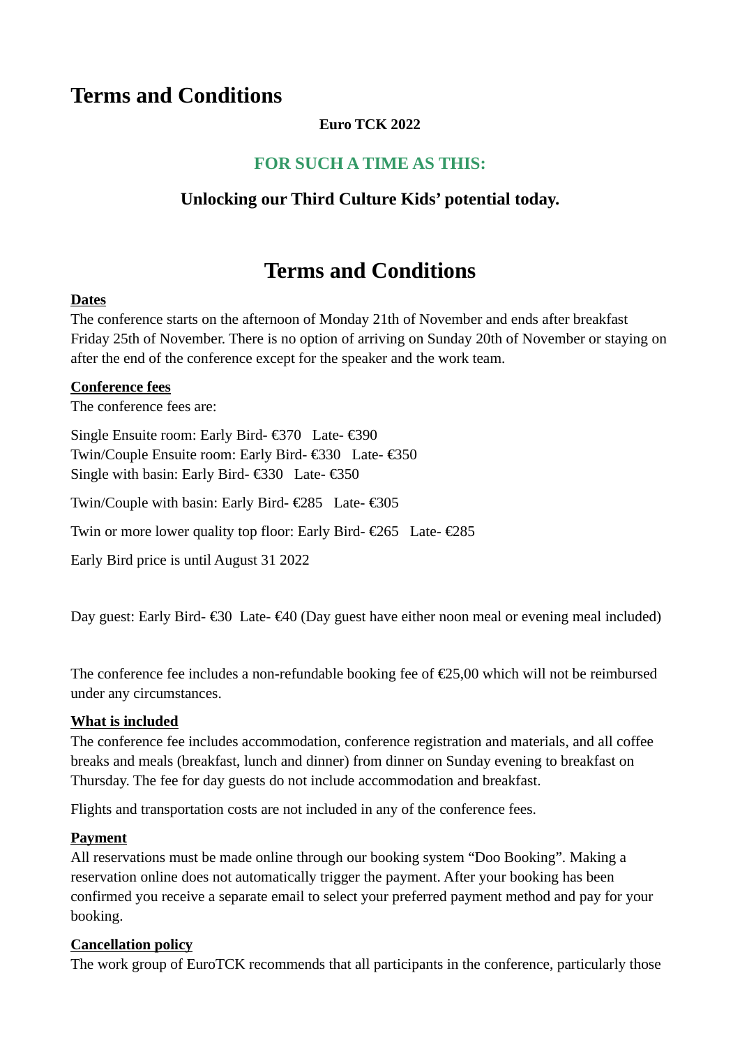# Terms and Conditions

**Euro TCK 2022**

## FOR SUCH A TIME AS THIS:

**Unlocking our Third Culture Kids' potential today.**

# Terms and Conditions

**Dates**

The conference starts on the afternoon of Monday 21th of November and ends after breakfast Friday 25th of November. There is no option of arriving on Sunday 20th of November or staying on after the end of the conference except for the speaker and the work team.

**Conference fees**

The conference fees are:

Single Ensuite room: Early Bird- €370   Late- €390
Twin/Couple Ensuite room: Early Bird- €330   Late- €350
Single with basin: Early Bird- €330   Late- €350

Twin/Couple with basin: Early Bird- €285   Late- €305

Twin or more lower quality top floor: Early Bird- €265   Late- €285

Early Bird price is until August 31 2022

Day guest: Early Bird- €30  Late- €40 (Day guest have either noon meal or evening meal included)

The conference fee includes a non-refundable booking fee of €25,00 which will not be reimbursed under any circumstances.

**What is included**

The conference fee includes accommodation, conference registration and materials, and all coffee breaks and meals (breakfast, lunch and dinner) from dinner on Sunday evening to breakfast on Thursday. The fee for day guests do not include accommodation and breakfast.

Flights and transportation costs are not included in any of the conference fees.

**Payment**

All reservations must be made online through our booking system "Doo Booking". Making a reservation online does not automatically trigger the payment. After your booking has been confirmed you receive a separate email to select your preferred payment method and pay for your booking.

**Cancellation policy**

The work group of EuroTCK recommends that all participants in the conference, particularly those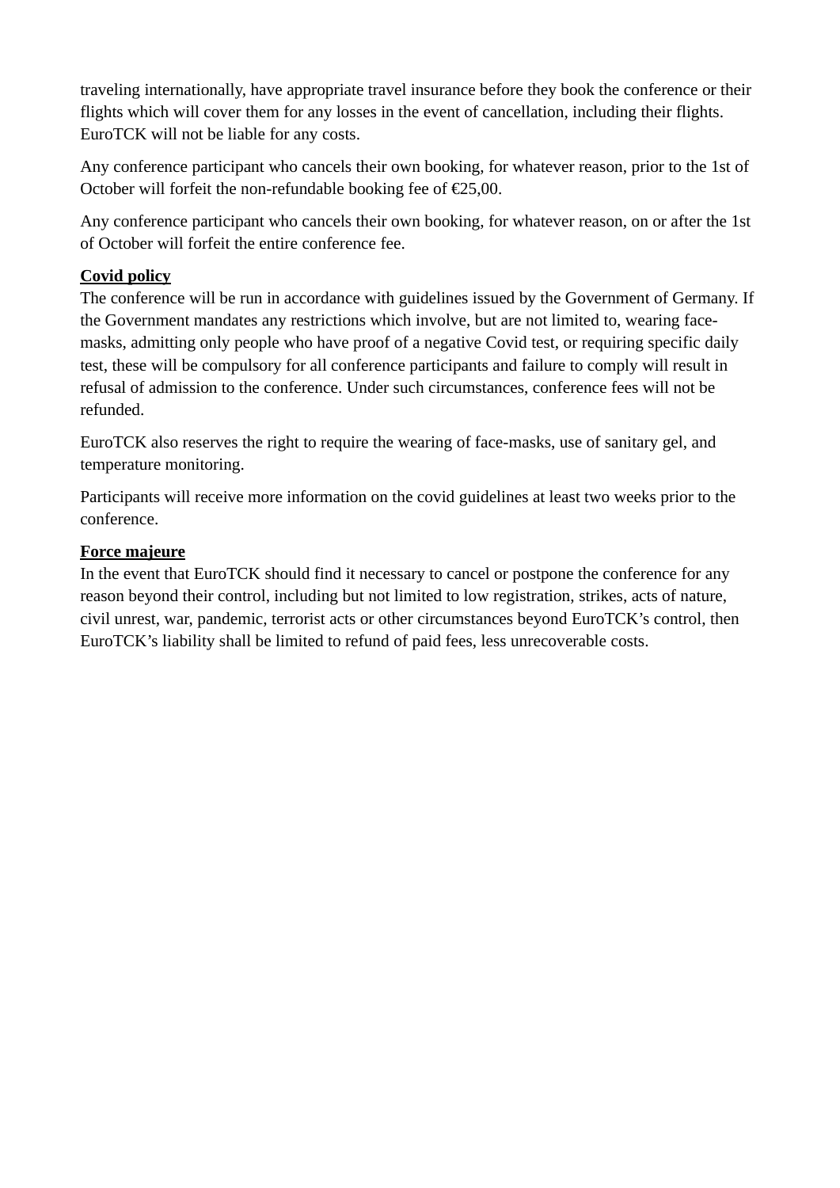traveling internationally, have appropriate travel insurance before they book the conference or their flights which will cover them for any losses in the event of cancellation, including their flights. EuroTCK will not be liable for any costs.

Any conference participant who cancels their own booking, for whatever reason, prior to the 1st of October will forfeit the non-refundable booking fee of €25,00.

Any conference participant who cancels their own booking, for whatever reason, on or after the 1st of October will forfeit the entire conference fee.

**Covid policy**

The conference will be run in accordance with guidelines issued by the Government of Germany. If the Government mandates any restrictions which involve, but are not limited to, wearing face-masks, admitting only people who have proof of a negative Covid test, or requiring specific daily test, these will be compulsory for all conference participants and failure to comply will result in refusal of admission to the conference. Under such circumstances, conference fees will not be refunded.

EuroTCK also reserves the right to require the wearing of face-masks, use of sanitary gel, and temperature monitoring.

Participants will receive more information on the covid guidelines at least two weeks prior to the conference.

**Force majeure**

In the event that EuroTCK should find it necessary to cancel or postpone the conference for any reason beyond their control, including but not limited to low registration, strikes, acts of nature, civil unrest, war, pandemic, terrorist acts or other circumstances beyond EuroTCK's control, then EuroTCK's liability shall be limited to refund of paid fees, less unrecoverable costs.